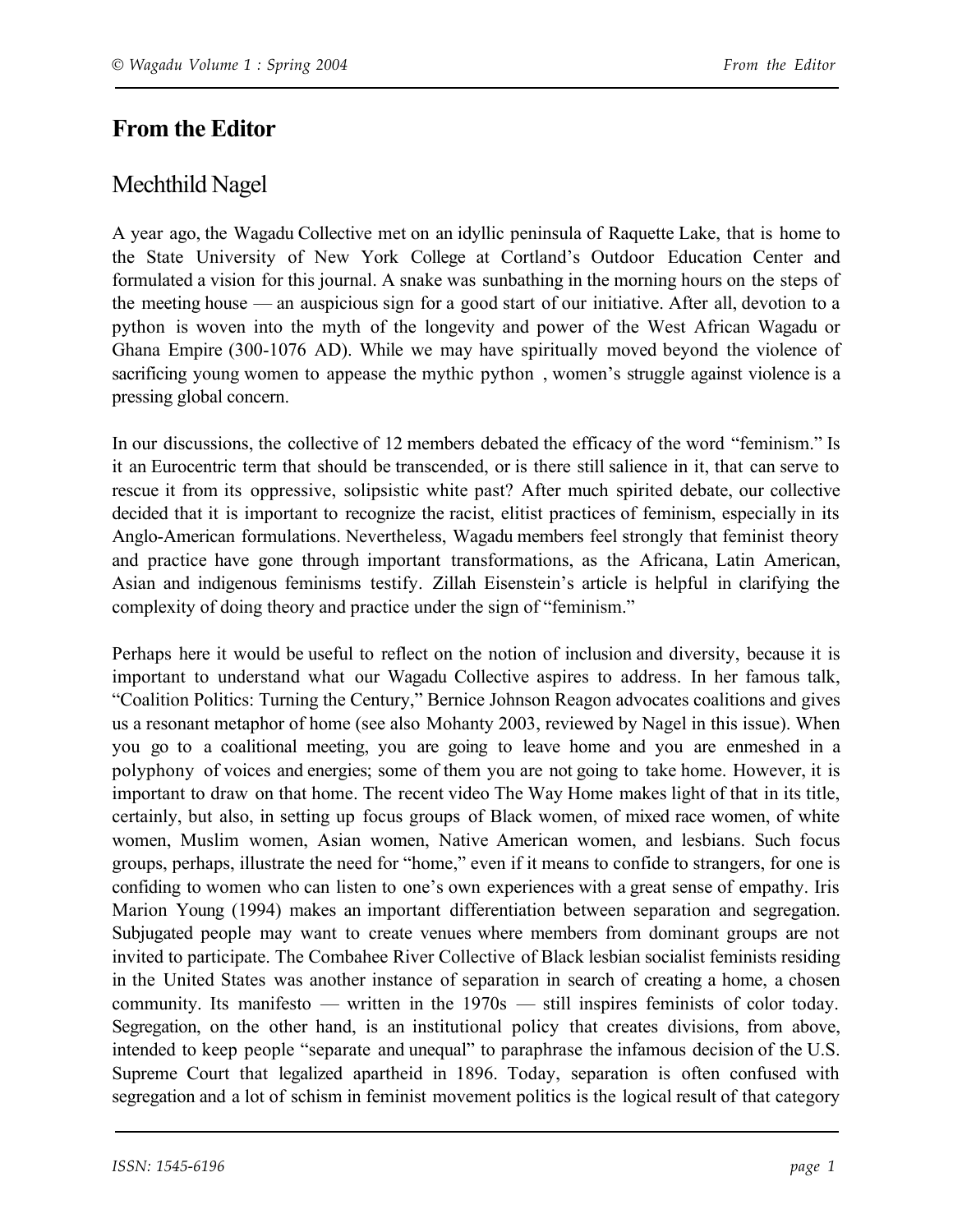# From the Editor

## Mechthild Nagel

A year ago, the Wagadu Collective met on an idyllic peninsula of Raquette Lake, that is home to the State University of New York College at Cortland's Outdoor Education Center and formulated a vision for this journal. A snake was sunbathing in the morning hours on the steps of the meeting house — an auspicious sign for a good start of our initiative. After all, devotion to a python is woven into the myth of the longevity and power of the West African Wagadu or Ghana Empire (300-1076 AD). While we may have spiritually moved beyond the violence of sacrificing young women to appease the mythic python , women's struggle against violence is a pressing global concern.

In our discussions, the collective of 12 members debated the efficacy of the word "feminism." Is it an Eurocentric term that should be transcended, or is there still salience in it, that can serve to rescue it from its oppressive, solipsistic white past? After much spirited debate, our collective decided that it is important to recognize the racist, elitist practices of feminism, especially in its Anglo-American formulations. Nevertheless, Wagadu members feel strongly that feminist theory and practice have gone through important transformations, as the Africana, Latin American, Asian and indigenous feminisms testify. Zillah Eisenstein's article is helpful in clarifying the complexity of doing theory and practice under the sign of "feminism."

Perhaps here it would be useful to reflect on the notion of inclusion and diversity, because it is important to understand what our Wagadu Collective aspires to address. In her famous talk, "Coalition Politics: Turning the Century," Bernice Johnson Reagon advocates coalitions and gives us a resonant metaphor of home (see also Mohanty 2003, reviewed by Nagel in this issue). When you go to a coalitional meeting, you are going to leave home and you are enmeshed in a polyphony of voices and energies; some of them you are not going to take home. However, it is important to draw on that home. The recent video The Way Home makes light of that in its title, certainly, but also, in setting up focus groups of Black women, of mixed race women, of white women, Muslim women, Asian women, Native American women, and lesbians. Such focus groups, perhaps, illustrate the need for "home," even if it means to confide to strangers, for one is confiding to women who can listen to one's own experiences with a great sense of empathy. Iris Marion Young (1994) makes an important differentiation between separation and segregation. Subjugated people may want to create venues where members from dominant groups are not invited to participate. The Combahee River Collective of Black lesbian socialist feminists residing in the United States was another instance of separation in search of creating a home, a chosen community. Its manifesto — written in the 1970s — still inspires feminists of color today. Segregation, on the other hand, is an institutional policy that creates divisions, from above, intended to keep people "separate and unequal" to paraphrase the infamous decision of the U.S. Supreme Court that legalized apartheid in 1896. Today, separation is often confused with segregation and a lot of schism in feminist movement politics is the logical result of that category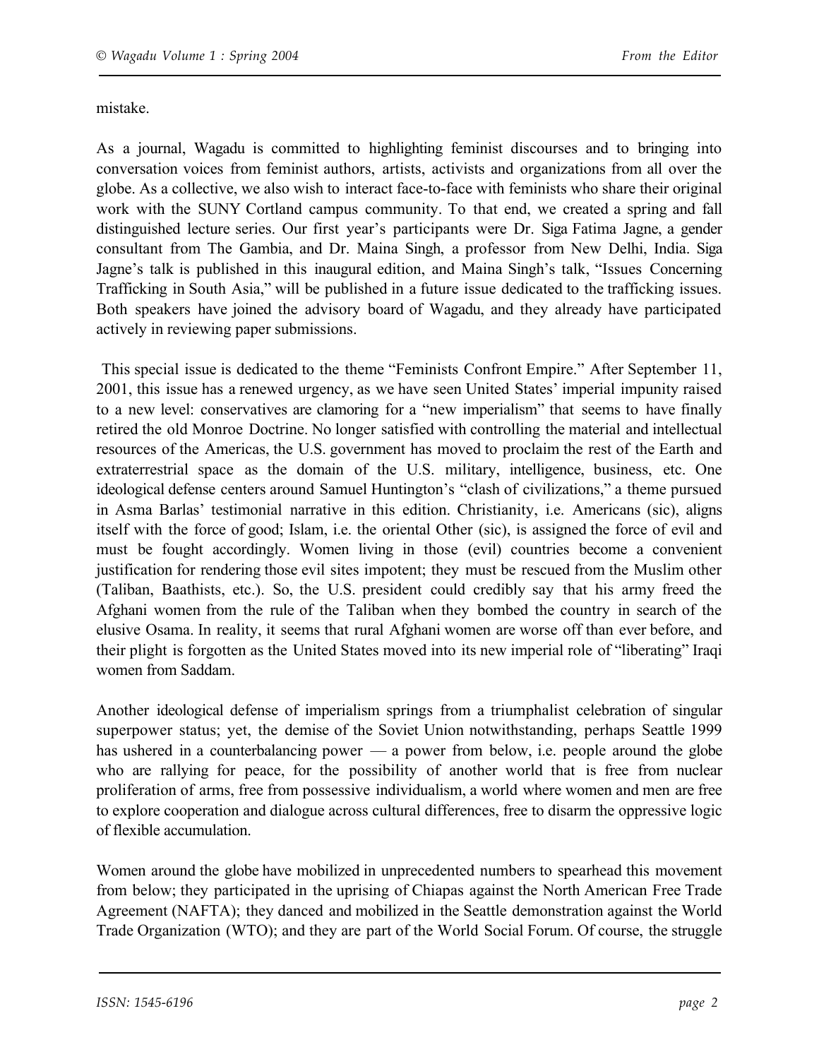mistake.

As a journal, Wagadu is committed to highlighting feminist discourses and to bringing into conversation voices from feminist authors, artists, activists and organizations from all over the globe. As a collective, we also wish to interact face-to-face with feminists who share their original work with the SUNY Cortland campus community. To that end, we created a spring and fall distinguished lecture series. Our first year's participants were Dr. Siga Fatima Jagne, a gender consultant from The Gambia, and Dr. Maina Singh, a professor from New Delhi, India. Siga Jagne's talk is published in this inaugural edition, and Maina Singh's talk, "Issues Concerning Trafficking in South Asia," will be published in a future issue dedicated to the trafficking issues. Both speakers have joined the advisory board of Wagadu, and they already have participated actively in reviewing paper submissions.

This special issue is dedicated to the theme "Feminists Confront Empire." After September 11, 2001, this issue has a renewed urgency, as we have seen United States' imperial impunity raised to a new level: conservatives are clamoring for a "new imperialism" that seems to have finally retired the old Monroe Doctrine. No longer satisfied with controlling the material and intellectual resources of the Americas, the U.S. government has moved to proclaim the rest of the Earth and extraterrestrial space as the domain of the U.S. military, intelligence, business, etc. One ideological defense centers around Samuel Huntington's "clash of civilizations," a theme pursued in Asma Barlas' testimonial narrative in this edition. Christianity, i.e. Americans (sic), aligns itself with the force of good; Islam, i.e. the oriental Other (sic), is assigned the force of evil and must be fought accordingly. Women living in those (evil) countries become a convenient justification for rendering those evil sites impotent; they must be rescued from the Muslim other (Taliban, Baathists, etc.). So, the U.S. president could credibly say that his army freed the Afghani women from the rule of the Taliban when they bombed the country in search of the elusive Osama. In reality, it seems that rural Afghani women are worse off than ever before, and their plight is forgotten as the United States moved into its new imperial role of "liberating" Iraqi women from Saddam.

Another ideological defense of imperialism springs from a triumphalist celebration of singular superpower status; yet, the demise of the Soviet Union notwithstanding, perhaps Seattle 1999 has ushered in a counterbalancing power — a power from below, i.e. people around the globe who are rallying for peace, for the possibility of another world that is free from nuclear proliferation of arms, free from possessive individualism, a world where women and men are free to explore cooperation and dialogue across cultural differences, free to disarm the oppressive logic of flexible accumulation.

Women around the globe have mobilized in unprecedented numbers to spearhead this movement from below; they participated in the uprising of Chiapas against the North American Free Trade Agreement (NAFTA); they danced and mobilized in the Seattle demonstration against the World Trade Organization (WTO); and they are part of the World Social Forum. Of course, the struggle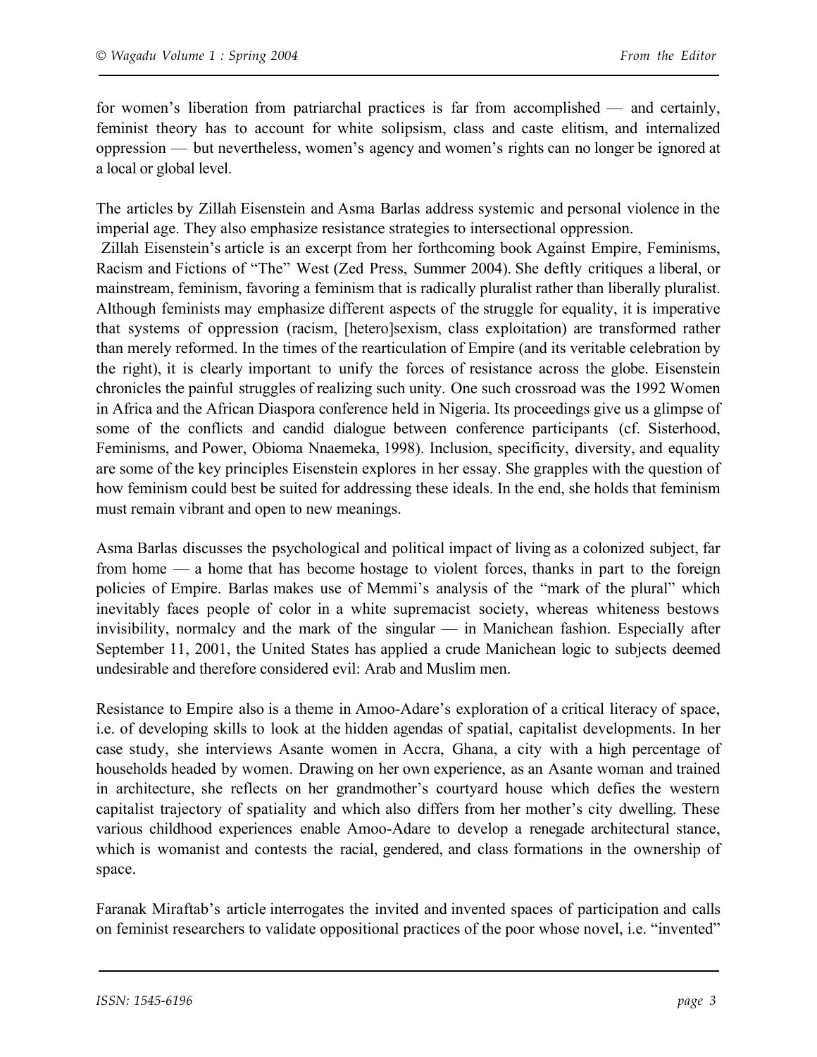for women's liberation from patriarchal practices is far from accomplished — and certainly, feminist theory has to account for white solipsism, class and caste elitism, and internalized oppression — but nevertheless, women's agency and women's rights can no longer be ignored at a local or global level.

The articles by Zillah Eisenstein and Asma Barlas address systemic and personal violence in the imperial age. They also emphasize resistance strategies to intersectional oppression.
Zillah Eisenstein's article is an excerpt from her forthcoming book Against Empire, Feminisms, Racism and Fictions of "The" West (Zed Press, Summer 2004). She deftly critiques a liberal, or mainstream, feminism, favoring a feminism that is radically pluralist rather than liberally pluralist. Although feminists may emphasize different aspects of the struggle for equality, it is imperative that systems of oppression (racism, [hetero]sexism, class exploitation) are transformed rather than merely reformed. In the times of the rearticulation of Empire (and its veritable celebration by the right), it is clearly important to unify the forces of resistance across the globe. Eisenstein chronicles the painful struggles of realizing such unity. One such crossroad was the 1992 Women in Africa and the African Diaspora conference held in Nigeria. Its proceedings give us a glimpse of some of the conflicts and candid dialogue between conference participants (cf. Sisterhood, Feminisms, and Power, Obioma Nnaemeka, 1998). Inclusion, specificity, diversity, and equality are some of the key principles Eisenstein explores in her essay. She grapples with the question of how feminism could best be suited for addressing these ideals. In the end, she holds that feminism must remain vibrant and open to new meanings.

Asma Barlas discusses the psychological and political impact of living as a colonized subject, far from home — a home that has become hostage to violent forces, thanks in part to the foreign policies of Empire. Barlas makes use of Memmi's analysis of the "mark of the plural" which inevitably faces people of color in a white supremacist society, whereas whiteness bestows invisibility, normalcy and the mark of the singular — in Manichean fashion. Especially after September 11, 2001, the United States has applied a crude Manichean logic to subjects deemed undesirable and therefore considered evil: Arab and Muslim men.

Resistance to Empire also is a theme in Amoo-Adare's exploration of a critical literacy of space, i.e. of developing skills to look at the hidden agendas of spatial, capitalist developments. In her case study, she interviews Asante women in Accra, Ghana, a city with a high percentage of households headed by women. Drawing on her own experience, as an Asante woman and trained in architecture, she reflects on her grandmother's courtyard house which defies the western capitalist trajectory of spatiality and which also differs from her mother's city dwelling. These various childhood experiences enable Amoo-Adare to develop a renegade architectural stance, which is womanist and contests the racial, gendered, and class formations in the ownership of space.

Faranak Miraftab's article interrogates the invited and invented spaces of participation and calls on feminist researchers to validate oppositional practices of the poor whose novel, i.e. "invented"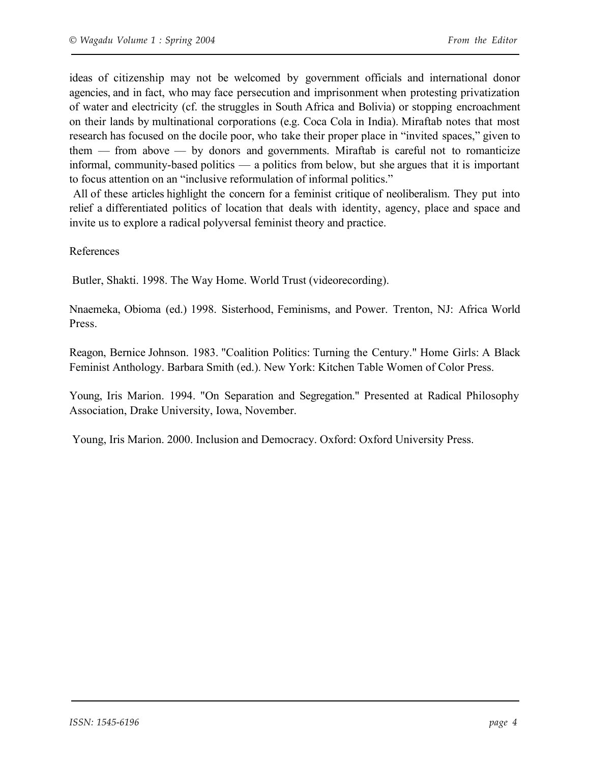ideas of citizenship may not be welcomed by government officials and international donor agencies, and in fact, who may face persecution and imprisonment when protesting privatization of water and electricity (cf. the struggles in South Africa and Bolivia) or stopping encroachment on their lands by multinational corporations (e.g. Coca Cola in India). Miraftab notes that most research has focused on the docile poor, who take their proper place in "invited spaces," given to them — from above — by donors and governments. Miraftab is careful not to romanticize informal, community-based politics — a politics from below, but she argues that it is important to focus attention on an "inclusive reformulation of informal politics."

All of these articles highlight the concern for a feminist critique of neoliberalism. They put into relief a differentiated politics of location that deals with identity, agency, place and space and invite us to explore a radical polyversal feminist theory and practice.

References

Butler, Shakti. 1998. The Way Home. World Trust (videorecording).

Nnaemeka, Obioma (ed.) 1998. Sisterhood, Feminisms, and Power. Trenton, NJ: Africa World Press.

Reagon, Bernice Johnson. 1983. "Coalition Politics: Turning the Century." Home Girls: A Black Feminist Anthology. Barbara Smith (ed.). New York: Kitchen Table Women of Color Press.

Young, Iris Marion. 1994. "On Separation and Segregation." Presented at Radical Philosophy Association, Drake University, Iowa, November.

Young, Iris Marion. 2000. Inclusion and Democracy. Oxford: Oxford University Press.